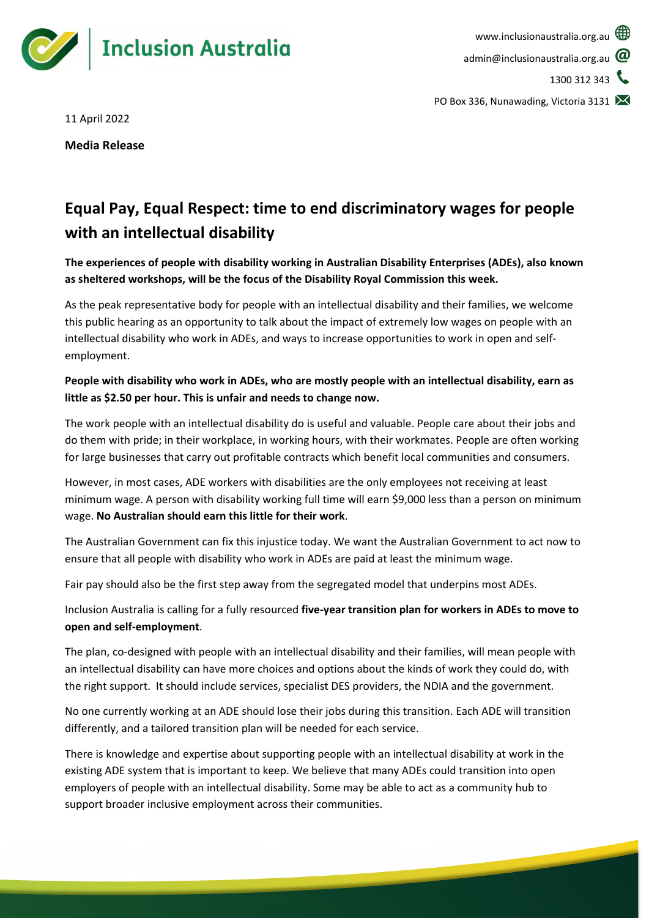Inclusion Australia

www.inclusionaustralia.org.au
admin@inclusionaustralia.org.au
1300 312 343
PO Box 336, Nunawading, Victoria 3131

11 April 2022

**Media Release**

# Equal Pay, Equal Respect: time to end discriminatory wages for people with an intellectual disability

**The experiences of people with disability working in Australian Disability Enterprises (ADEs), also known as sheltered workshops, will be the focus of the Disability Royal Commission this week.**

As the peak representative body for people with an intellectual disability and their families, we welcome this public hearing as an opportunity to talk about the impact of extremely low wages on people with an intellectual disability who work in ADEs, and ways to increase opportunities to work in open and self-employment.

**People with disability who work in ADEs, who are mostly people with an intellectual disability, earn as little as $2.50 per hour. This is unfair and needs to change now.**

The work people with an intellectual disability do is useful and valuable. People care about their jobs and do them with pride; in their workplace, in working hours, with their workmates. People are often working for large businesses that carry out profitable contracts which benefit local communities and consumers.

However, in most cases, ADE workers with disabilities are the only employees not receiving at least minimum wage. A person with disability working full time will earn $9,000 less than a person on minimum wage. **No Australian should earn this little for their work**.

The Australian Government can fix this injustice today. We want the Australian Government to act now to ensure that all people with disability who work in ADEs are paid at least the minimum wage.

Fair pay should also be the first step away from the segregated model that underpins most ADEs.

Inclusion Australia is calling for a fully resourced **five-year transition plan for workers in ADEs to move to open and self-employment**.

The plan, co-designed with people with an intellectual disability and their families, will mean people with an intellectual disability can have more choices and options about the kinds of work they could do, with the right support. It should include services, specialist DES providers, the NDIA and the government.

No one currently working at an ADE should lose their jobs during this transition. Each ADE will transition differently, and a tailored transition plan will be needed for each service.

There is knowledge and expertise about supporting people with an intellectual disability at work in the existing ADE system that is important to keep. We believe that many ADEs could transition into open employers of people with an intellectual disability. Some may be able to act as a community hub to support broader inclusive employment across their communities.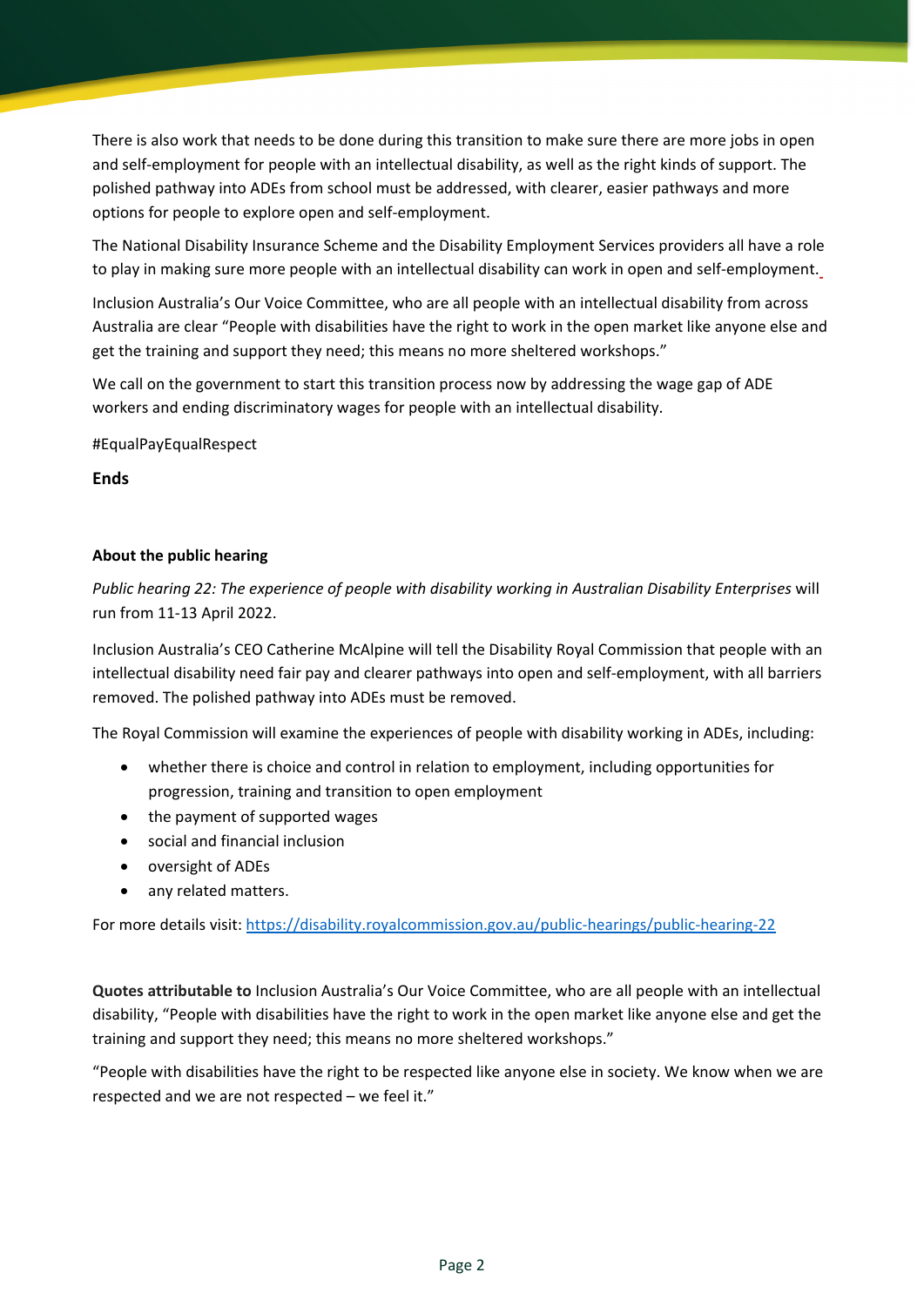There is also work that needs to be done during this transition to make sure there are more jobs in open and self-employment for people with an intellectual disability, as well as the right kinds of support. The polished pathway into ADEs from school must be addressed, with clearer, easier pathways and more options for people to explore open and self-employment.

The National Disability Insurance Scheme and the Disability Employment Services providers all have a role to play in making sure more people with an intellectual disability can work in open and self-employment.

Inclusion Australia's Our Voice Committee, who are all people with an intellectual disability from across Australia are clear "People with disabilities have the right to work in the open market like anyone else and get the training and support they need; this means no more sheltered workshops."

We call on the government to start this transition process now by addressing the wage gap of ADE workers and ending discriminatory wages for people with an intellectual disability.

#EqualPayEqualRespect

**Ends**

**About the public hearing**

*Public hearing 22: The experience of people with disability working in Australian Disability Enterprises* will run from 11-13 April 2022.

Inclusion Australia's CEO Catherine McAlpine will tell the Disability Royal Commission that people with an intellectual disability need fair pay and clearer pathways into open and self-employment, with all barriers removed. The polished pathway into ADEs must be removed.

The Royal Commission will examine the experiences of people with disability working in ADEs, including:

- whether there is choice and control in relation to employment, including opportunities for progression, training and transition to open employment
- the payment of supported wages
- social and financial inclusion
- oversight of ADEs
- any related matters.

For more details visit: https://disability.royalcommission.gov.au/public-hearings/public-hearing-22

**Quotes attributable to** Inclusion Australia's Our Voice Committee, who are all people with an intellectual disability, "People with disabilities have the right to work in the open market like anyone else and get the training and support they need; this means no more sheltered workshops."

"People with disabilities have the right to be respected like anyone else in society. We know when we are respected and we are not respected – we feel it."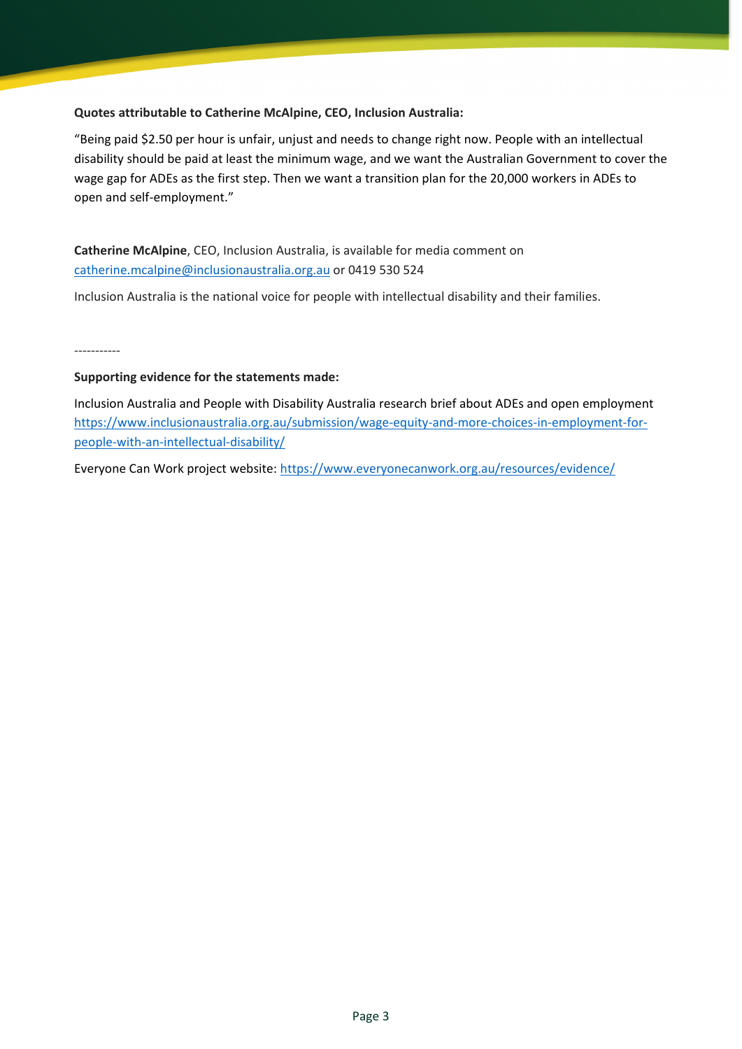**Quotes attributable to Catherine McAlpine, CEO, Inclusion Australia:**

"Being paid $2.50 per hour is unfair, unjust and needs to change right now. People with an intellectual disability should be paid at least the minimum wage, and we want the Australian Government to cover the wage gap for ADEs as the first step. Then we want a transition plan for the 20,000 workers in ADEs to open and self-employment."

**Catherine McAlpine**, CEO, Inclusion Australia, is available for media comment on catherine.mcalpine@inclusionaustralia.org.au or 0419 530 524

Inclusion Australia is the national voice for people with intellectual disability and their families.

-----------

**Supporting evidence for the statements made:**

Inclusion Australia and People with Disability Australia research brief about ADEs and open employment https://www.inclusionaustralia.org.au/submission/wage-equity-and-more-choices-in-employment-for-people-with-an-intellectual-disability/

Everyone Can Work project website: https://www.everyonecanwork.org.au/resources/evidence/